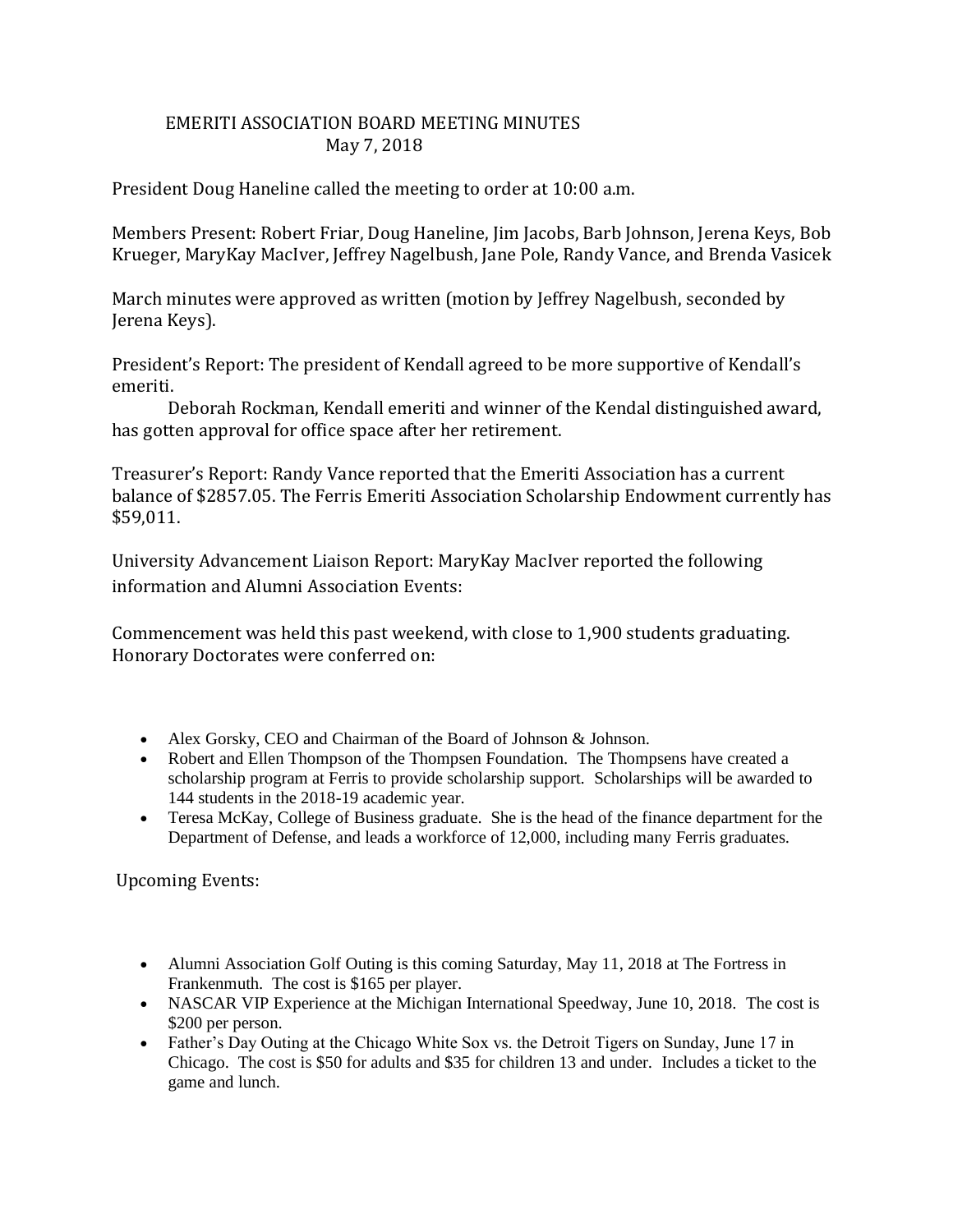# EMERITI ASSOCIATION BOARD MEETING MINUTES
## May 7, 2018

President Doug Haneline called the meeting to order at 10:00 a.m.

Members Present: Robert Friar, Doug Haneline, Jim Jacobs, Barb Johnson, Jerena Keys, Bob Krueger, MaryKay MacIver, Jeffrey Nagelbush, Jane Pole, Randy Vance, and Brenda Vasicek

March minutes were approved as written (motion by Jeffrey Nagelbush, seconded by Jerena Keys).

President's Report: The president of Kendall agreed to be more supportive of Kendall's emeriti.

Deborah Rockman, Kendall emeriti and winner of the Kendal distinguished award, has gotten approval for office space after her retirement.

Treasurer's Report: Randy Vance reported that the Emeriti Association has a current balance of $2857.05. The Ferris Emeriti Association Scholarship Endowment currently has $59,011.

University Advancement Liaison Report: MaryKay MacIver reported the following information and Alumni Association Events:

Commencement was held this past weekend, with close to 1,900 students graduating. Honorary Doctorates were conferred on:

- Alex Gorsky, CEO and Chairman of the Board of Johnson & Johnson.
- Robert and Ellen Thompson of the Thompsen Foundation. The Thompsens have created a scholarship program at Ferris to provide scholarship support. Scholarships will be awarded to 144 students in the 2018-19 academic year.
- Teresa McKay, College of Business graduate. She is the head of the finance department for the Department of Defense, and leads a workforce of 12,000, including many Ferris graduates.

Upcoming Events:

- Alumni Association Golf Outing is this coming Saturday, May 11, 2018 at The Fortress in Frankenmuth. The cost is $165 per player.
- NASCAR VIP Experience at the Michigan International Speedway, June 10, 2018. The cost is $200 per person.
- Father's Day Outing at the Chicago White Sox vs. the Detroit Tigers on Sunday, June 17 in Chicago. The cost is $50 for adults and $35 for children 13 and under. Includes a ticket to the game and lunch.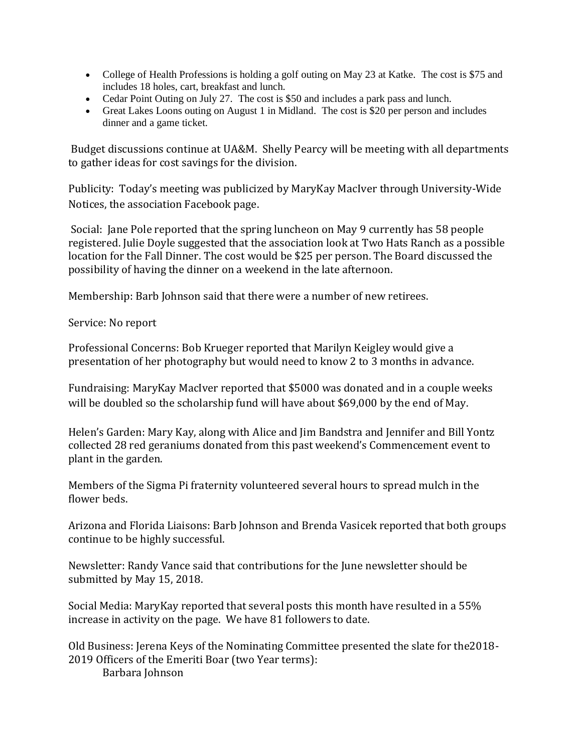- College of Health Professions is holding a golf outing on May 23 at Katke. The cost is $75 and includes 18 holes, cart, breakfast and lunch.
- Cedar Point Outing on July 27. The cost is $50 and includes a park pass and lunch.
- Great Lakes Loons outing on August 1 in Midland. The cost is $20 per person and includes dinner and a game ticket.

Budget discussions continue at UA&M. Shelly Pearcy will be meeting with all departments to gather ideas for cost savings for the division.

Publicity: Today's meeting was publicized by MaryKay MacIver through University-Wide Notices, the association Facebook page.

Social: Jane Pole reported that the spring luncheon on May 9 currently has 58 people registered. Julie Doyle suggested that the association look at Two Hats Ranch as a possible location for the Fall Dinner. The cost would be $25 per person. The Board discussed the possibility of having the dinner on a weekend in the late afternoon.

Membership: Barb Johnson said that there were a number of new retirees.

Service: No report

Professional Concerns: Bob Krueger reported that Marilyn Keigley would give a presentation of her photography but would need to know 2 to 3 months in advance.

Fundraising: MaryKay MacIver reported that $5000 was donated and in a couple weeks will be doubled so the scholarship fund will have about $69,000 by the end of May.

Helen's Garden: Mary Kay, along with Alice and Jim Bandstra and Jennifer and Bill Yontz collected 28 red geraniums donated from this past weekend's Commencement event to plant in the garden.

Members of the Sigma Pi fraternity volunteered several hours to spread mulch in the flower beds.

Arizona and Florida Liaisons: Barb Johnson and Brenda Vasicek reported that both groups continue to be highly successful.

Newsletter: Randy Vance said that contributions for the June newsletter should be submitted by May 15, 2018.

Social Media: MaryKay reported that several posts this month have resulted in a 55% increase in activity on the page. We have 81 followers to date.

Old Business: Jerena Keys of the Nominating Committee presented the slate for the2018-2019 Officers of the Emeriti Boar (two Year terms):

Barbara Johnson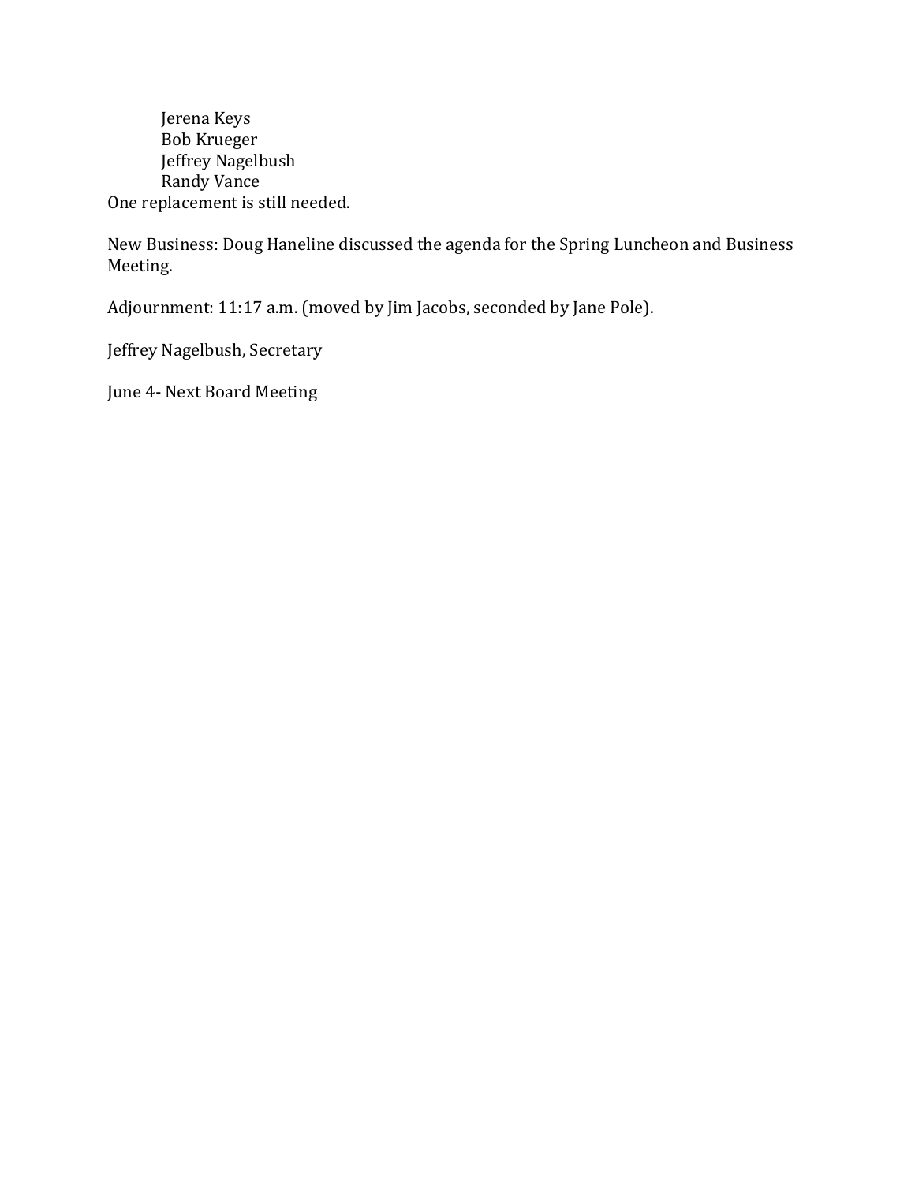Jerena Keys  
Bob Krueger  
Jeffrey Nagelbush  
Randy Vance  
One replacement is still needed.

New Business: Doug Haneline discussed the agenda for the Spring Luncheon and Business Meeting.

Adjournment: 11:17 a.m. (moved by Jim Jacobs, seconded by Jane Pole).

Jeffrey Nagelbush, Secretary

June 4- Next Board Meeting